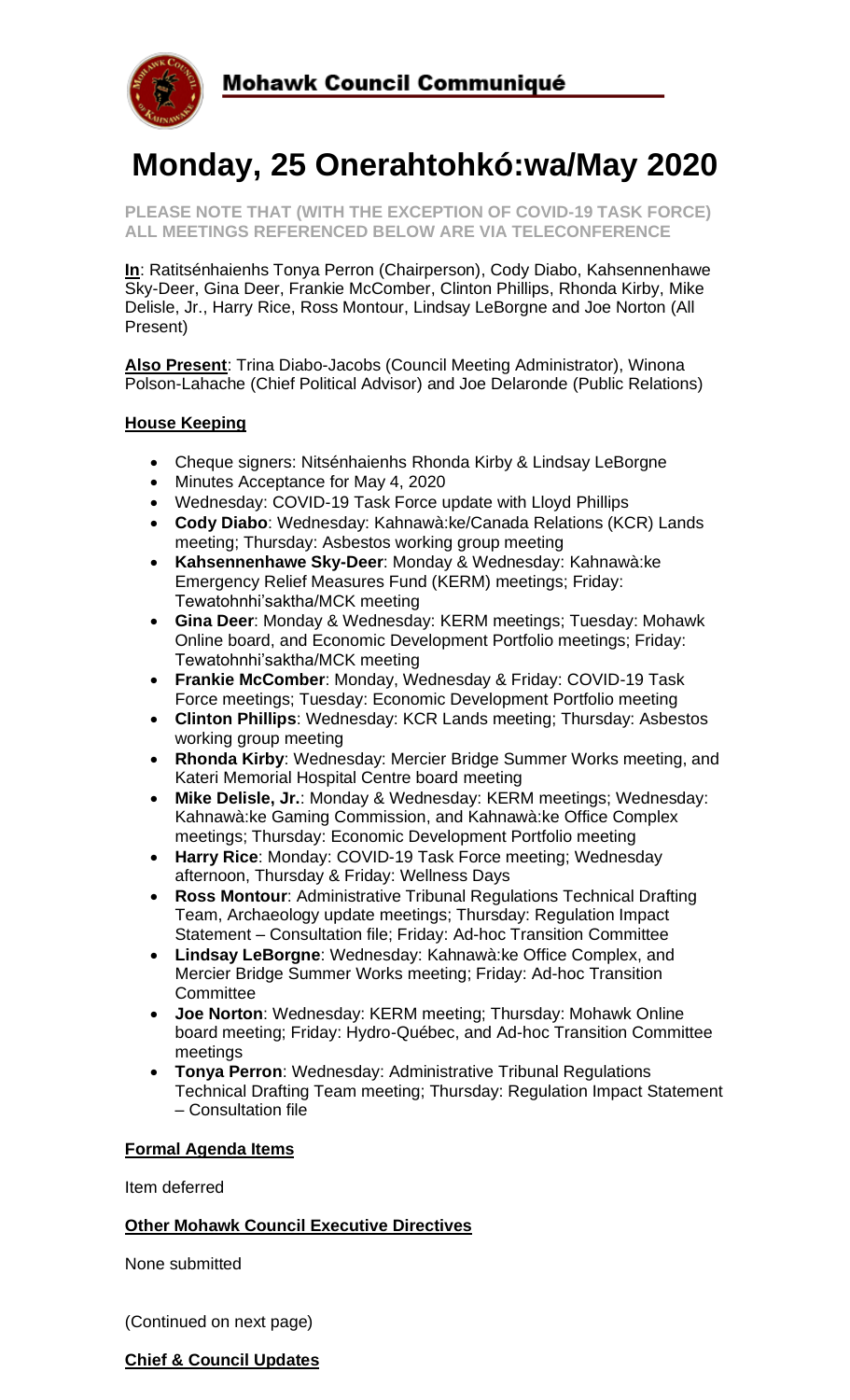Mohawk Council Communiqué

# Monday, 25 Onerahtohkó:wa/May 2020

**PLEASE NOTE THAT (WITH THE EXCEPTION OF COVID-19 TASK FORCE) ALL MEETINGS REFERENCED BELOW ARE VIA TELECONFERENCE**

**In**: Ratisénhaienhs Tonya Perron (Chairperson), Cody Diabo, Kahsennenhawe Sky-Deer, Gina Deer, Frankie McComber, Clinton Phillips, Rhonda Kirby, Mike Delisle, Jr., Harry Rice, Ross Montour, Lindsay LeBorgne and Joe Norton (All Present)

**Also Present**: Trina Diabo-Jacobs (Council Meeting Administrator), Winona Polson-Lahache (Chief Political Advisor) and Joe Delaronde (Public Relations)

## House Keeping

- Cheque signers: Nitsénhaienhs Rhonda Kirby & Lindsay LeBorgne
- Minutes Acceptance for May 4, 2020
- Wednesday: COVID-19 Task Force update with Lloyd Phillips
- **Cody Diabo**: Wednesday: Kahnawà:ke/Canada Relations (KCR) Lands meeting; Thursday: Asbestos working group meeting
- **Kahsennenhawe Sky-Deer**: Monday & Wednesday: Kahnawà:ke Emergency Relief Measures Fund (KERM) meetings; Friday: Tewatohnhi'saktha/MCK meeting
- **Gina Deer**: Monday & Wednesday: KERM meetings; Tuesday: Mohawk Online board, and Economic Development Portfolio meetings; Friday: Tewatohnhi'saktha/MCK meeting
- **Frankie McComber**: Monday, Wednesday & Friday: COVID-19 Task Force meetings; Tuesday: Economic Development Portfolio meeting
- **Clinton Phillips**: Wednesday: KCR Lands meeting; Thursday: Asbestos working group meeting
- **Rhonda Kirby**: Wednesday: Mercier Bridge Summer Works meeting, and Kateri Memorial Hospital Centre board meeting
- **Mike Delisle, Jr.**: Monday & Wednesday: KERM meetings; Wednesday: Kahnawà:ke Gaming Commission, and Kahnawà:ke Office Complex meetings; Thursday: Economic Development Portfolio meeting
- **Harry Rice**: Monday: COVID-19 Task Force meeting; Wednesday afternoon, Thursday & Friday: Wellness Days
- **Ross Montour**: Administrative Tribunal Regulations Technical Drafting Team, Archaeology update meetings; Thursday: Regulation Impact Statement – Consultation file; Friday: Ad-hoc Transition Committee
- **Lindsay LeBorgne**: Wednesday: Kahnawà:ke Office Complex, and Mercier Bridge Summer Works meeting; Friday: Ad-hoc Transition Committee
- **Joe Norton**: Wednesday: KERM meeting; Thursday: Mohawk Online board meeting; Friday: Hydro-Québec, and Ad-hoc Transition Committee meetings
- **Tonya Perron**: Wednesday: Administrative Tribunal Regulations Technical Drafting Team meeting; Thursday: Regulation Impact Statement – Consultation file

## Formal Agenda Items

Item deferred

## Other Mohawk Council Executive Directives

None submitted

(Continued on next page)

## Chief & Council Updates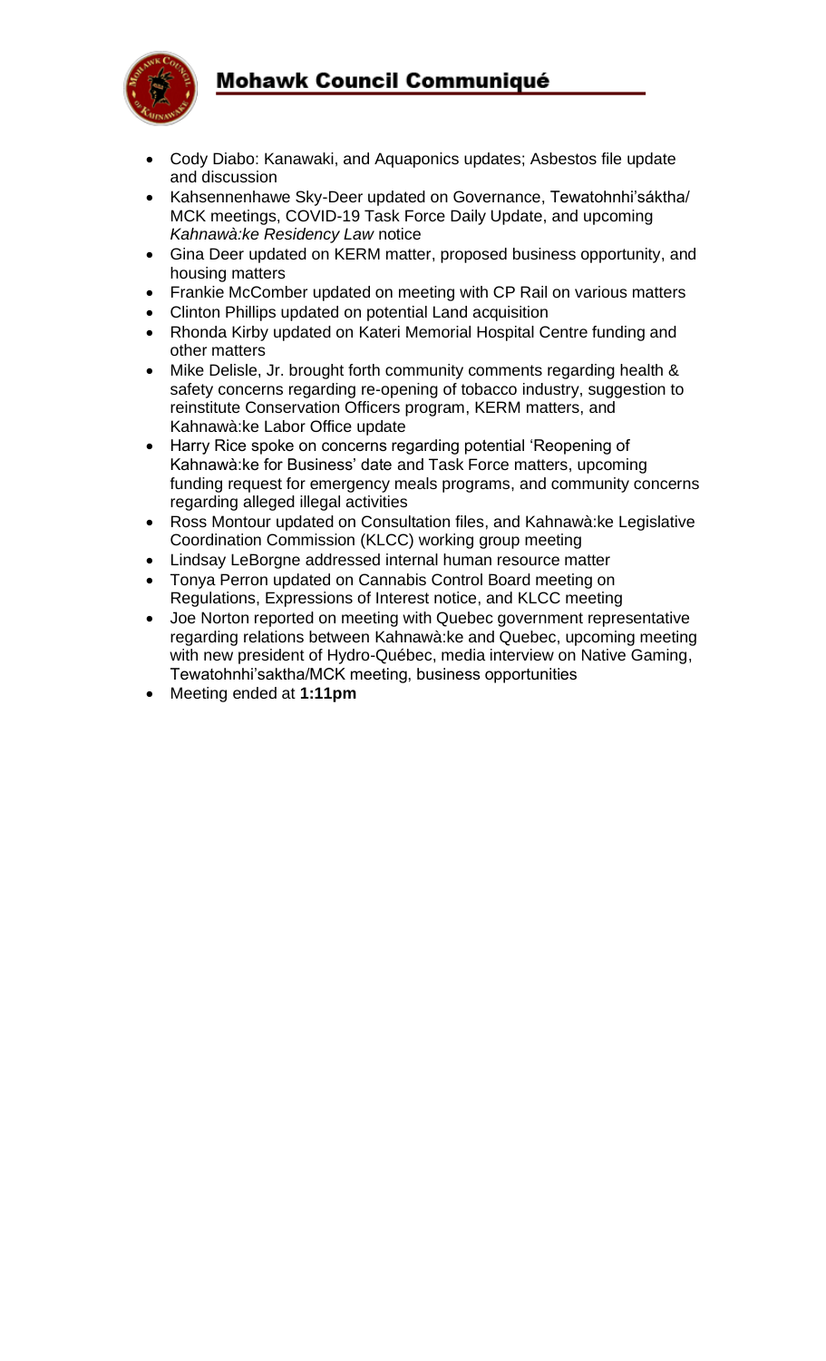- Cody Diabo: Kanawaki, and Aquaponics updates; Asbestos file update and discussion
- Kahsennenhawe Sky-Deer updated on Governance, Tewatohnhi'sáktha/ MCK meetings, COVID-19 Task Force Daily Update, and upcoming *Kahnawà:ke Residency Law* notice
- Gina Deer updated on KERM matter, proposed business opportunity, and housing matters
- Frankie McComber updated on meeting with CP Rail on various matters
- Clinton Phillips updated on potential Land acquisition
- Rhonda Kirby updated on Kateri Memorial Hospital Centre funding and other matters
- Mike Delisle, Jr. brought forth community comments regarding health & safety concerns regarding re-opening of tobacco industry, suggestion to reinstitute Conservation Officers program, KERM matters, and Kahnawà:ke Labor Office update
- Harry Rice spoke on concerns regarding potential 'Reopening of Kahnawà:ke for Business' date and Task Force matters, upcoming funding request for emergency meals programs, and community concerns regarding alleged illegal activities
- Ross Montour updated on Consultation files, and Kahnawà:ke Legislative Coordination Commission (KLCC) working group meeting
- Lindsay LeBorgne addressed internal human resource matter
- Tonya Perron updated on Cannabis Control Board meeting on Regulations, Expressions of Interest notice, and KLCC meeting
- Joe Norton reported on meeting with Quebec government representative regarding relations between Kahnawà:ke and Quebec, upcoming meeting with new president of Hydro-Québec, media interview on Native Gaming, Tewatohnhi'saktha/MCK meeting, business opportunities
- Meeting ended at **1:11pm**